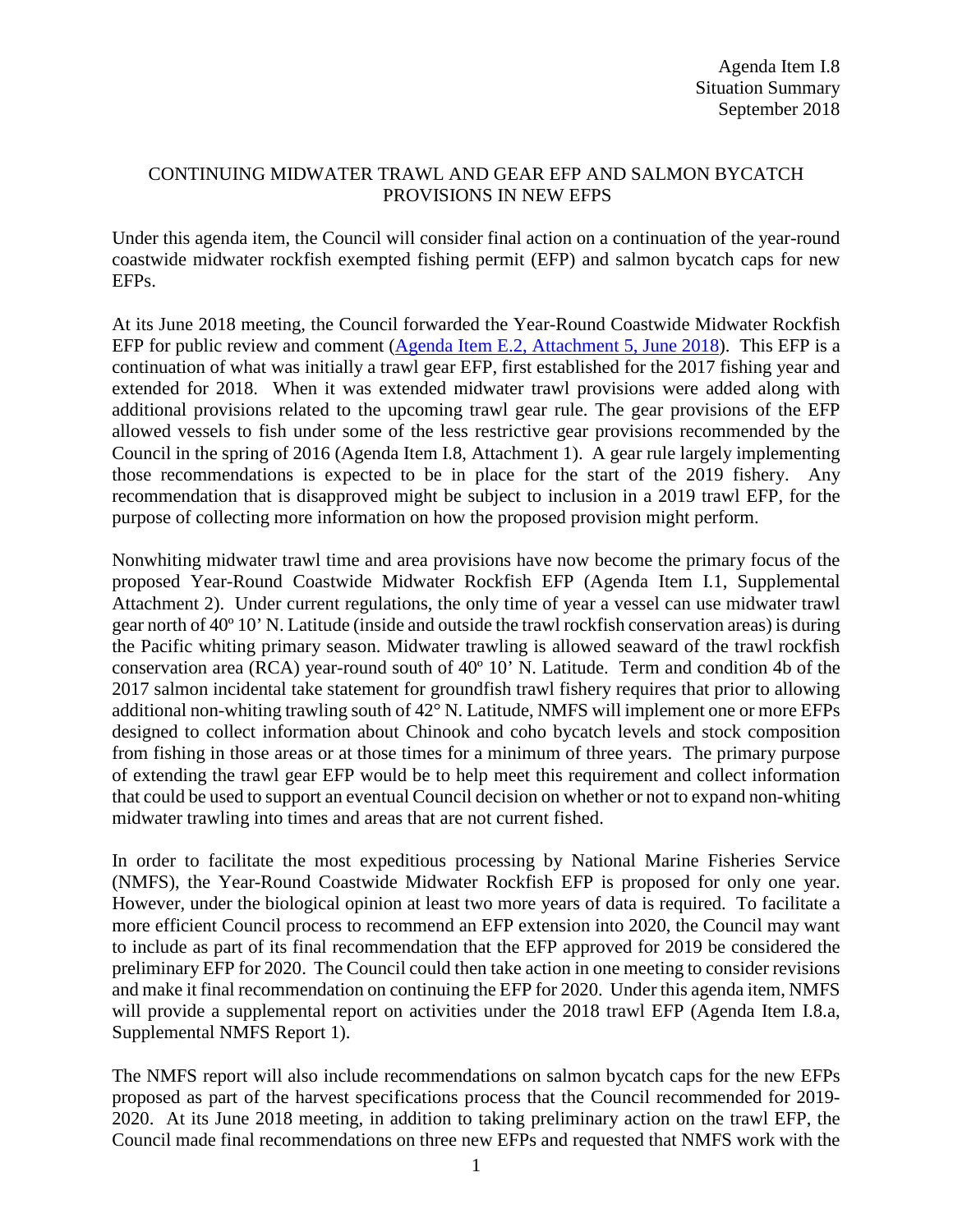Agenda Item I.8
Situation Summary
September 2018

# CONTINUING MIDWATER TRAWL AND GEAR EFP AND SALMON BYCATCH PROVISIONS IN NEW EFPS

Under this agenda item, the Council will consider final action on a continuation of the year-round coastwide midwater rockfish exempted fishing permit (EFP) and salmon bycatch caps for new EFPs.

At its June 2018 meeting, the Council forwarded the Year-Round Coastwide Midwater Rockfish EFP for public review and comment ([Agenda Item E.2, Attachment 5, June 2018]). This EFP is a continuation of what was initially a trawl gear EFP, first established for the 2017 fishing year and extended for 2018. When it was extended midwater trawl provisions were added along with additional provisions related to the upcoming trawl gear rule. The gear provisions of the EFP allowed vessels to fish under some of the less restrictive gear provisions recommended by the Council in the spring of 2016 (Agenda Item I.8, Attachment 1). A gear rule largely implementing those recommendations is expected to be in place for the start of the 2019 fishery. Any recommendation that is disapproved might be subject to inclusion in a 2019 trawl EFP, for the purpose of collecting more information on how the proposed provision might perform.

Nonwhiting midwater trawl time and area provisions have now become the primary focus of the proposed Year-Round Coastwide Midwater Rockfish EFP (Agenda Item I.1, Supplemental Attachment 2). Under current regulations, the only time of year a vessel can use midwater trawl gear north of 40º 10' N. Latitude (inside and outside the trawl rockfish conservation areas) is during the Pacific whiting primary season. Midwater trawling is allowed seaward of the trawl rockfish conservation area (RCA) year-round south of 40º 10' N. Latitude. Term and condition 4b of the 2017 salmon incidental take statement for groundfish trawl fishery requires that prior to allowing additional non-whiting trawling south of 42° N. Latitude, NMFS will implement one or more EFPs designed to collect information about Chinook and coho bycatch levels and stock composition from fishing in those areas or at those times for a minimum of three years. The primary purpose of extending the trawl gear EFP would be to help meet this requirement and collect information that could be used to support an eventual Council decision on whether or not to expand non-whiting midwater trawling into times and areas that are not current fished.

In order to facilitate the most expeditious processing by National Marine Fisheries Service (NMFS), the Year-Round Coastwide Midwater Rockfish EFP is proposed for only one year. However, under the biological opinion at least two more years of data is required. To facilitate a more efficient Council process to recommend an EFP extension into 2020, the Council may want to include as part of its final recommendation that the EFP approved for 2019 be considered the preliminary EFP for 2020. The Council could then take action in one meeting to consider revisions and make it final recommendation on continuing the EFP for 2020. Under this agenda item, NMFS will provide a supplemental report on activities under the 2018 trawl EFP (Agenda Item I.8.a, Supplemental NMFS Report 1).

The NMFS report will also include recommendations on salmon bycatch caps for the new EFPs proposed as part of the harvest specifications process that the Council recommended for 2019-2020. At its June 2018 meeting, in addition to taking preliminary action on the trawl EFP, the Council made final recommendations on three new EFPs and requested that NMFS work with the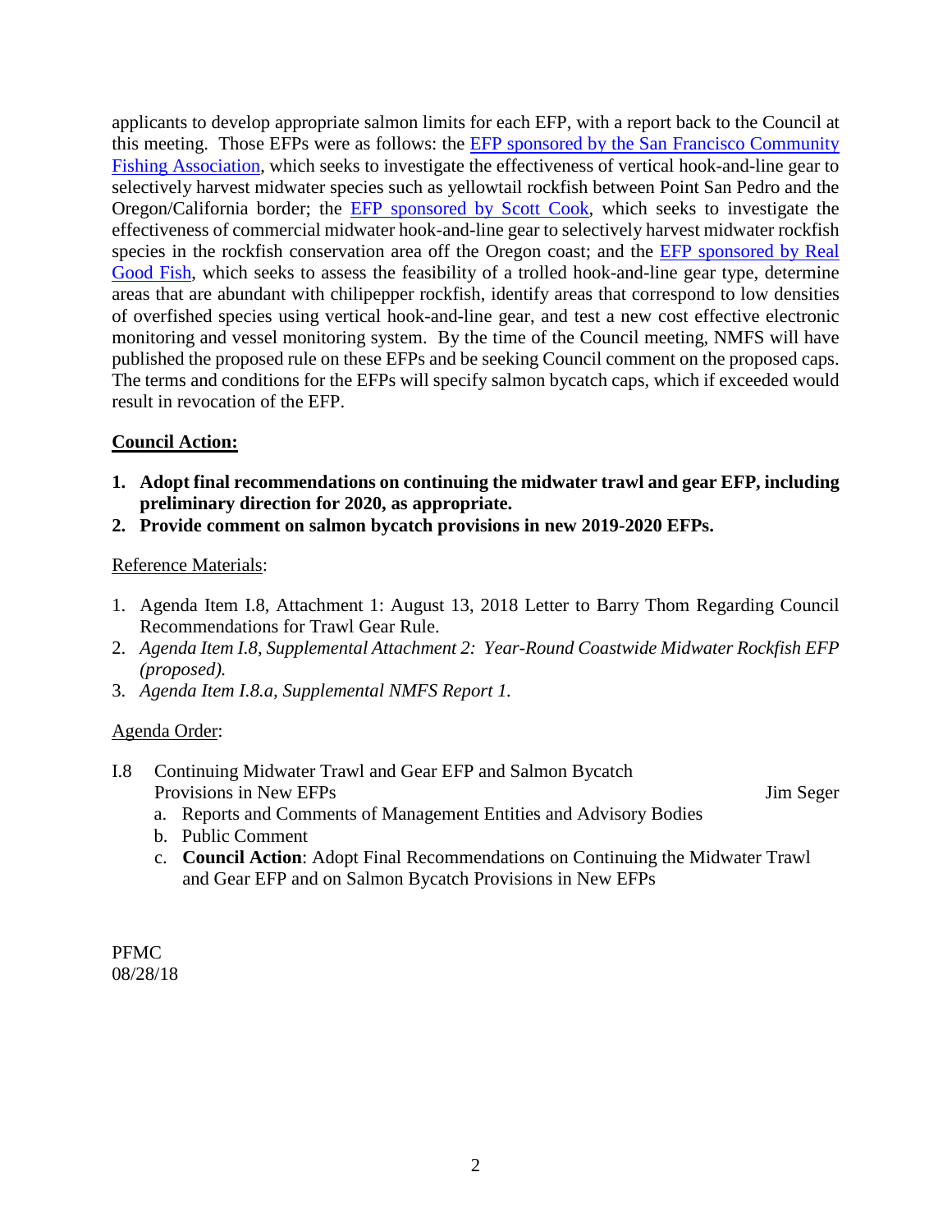applicants to develop appropriate salmon limits for each EFP, with a report back to the Council at this meeting. Those EFPs were as follows: the EFP sponsored by the San Francisco Community Fishing Association, which seeks to investigate the effectiveness of vertical hook-and-line gear to selectively harvest midwater species such as yellowtail rockfish between Point San Pedro and the Oregon/California border; the EFP sponsored by Scott Cook, which seeks to investigate the effectiveness of commercial midwater hook-and-line gear to selectively harvest midwater rockfish species in the rockfish conservation area off the Oregon coast; and the EFP sponsored by Real Good Fish, which seeks to assess the feasibility of a trolled hook-and-line gear type, determine areas that are abundant with chilipepper rockfish, identify areas that correspond to low densities of overfished species using vertical hook-and-line gear, and test a new cost effective electronic monitoring and vessel monitoring system. By the time of the Council meeting, NMFS will have published the proposed rule on these EFPs and be seeking Council comment on the proposed caps. The terms and conditions for the EFPs will specify salmon bycatch caps, which if exceeded would result in revocation of the EFP.

**Council Action:**

1. **Adopt final recommendations on continuing the midwater trawl and gear EFP, including preliminary direction for 2020, as appropriate.**
2. **Provide comment on salmon bycatch provisions in new 2019-2020 EFPs.**

Reference Materials:

1. Agenda Item I.8, Attachment 1: August 13, 2018 Letter to Barry Thom Regarding Council Recommendations for Trawl Gear Rule.
2. *Agenda Item I.8, Supplemental Attachment 2: Year-Round Coastwide Midwater Rockfish EFP (proposed).*
3. *Agenda Item I.8.a, Supplemental NMFS Report 1.*

Agenda Order:

I.8 Continuing Midwater Trawl and Gear EFP and Salmon Bycatch Provisions in New EFPs — Jim Seger

a. Reports and Comments of Management Entities and Advisory Bodies
b. Public Comment
c. **Council Action**: Adopt Final Recommendations on Continuing the Midwater Trawl and Gear EFP and on Salmon Bycatch Provisions in New EFPs

PFMC
08/28/18